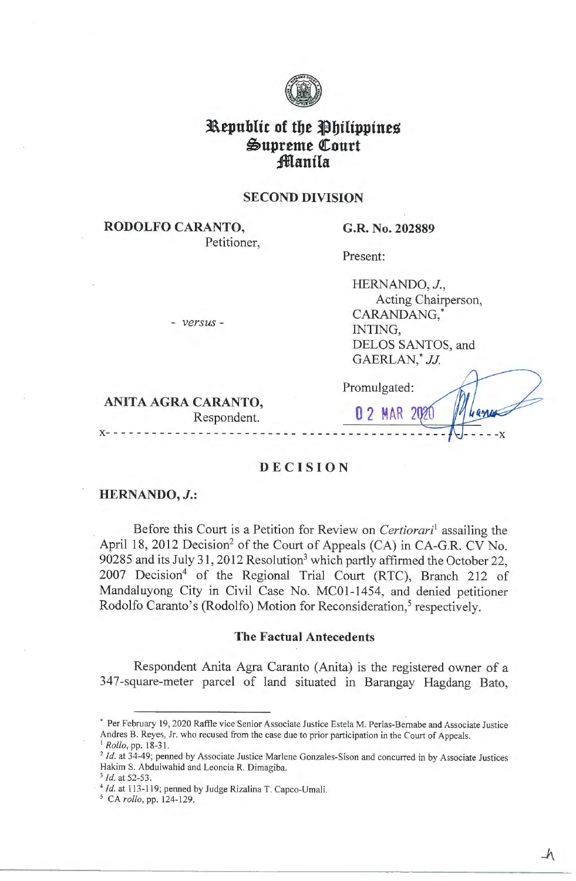# Republic of the Philippines
# Supreme Court
# Manila

## SECOND DIVISION

**RODOLFO CARANTO,**
Petitioner,

**G.R. No. 202889**

Present:

HERNANDO, *J.*,
Acting Chairperson,
CARANDANG,*
INTING,
DELOS SANTOS, and
GAERLAN,* *JJ.*

- *versus* -

**ANITA AGRA CARANTO,**
Respondent.

Promulgated:

02 MAR 2020

x-----------------------------------------------------------------------x

## DECISION

**HERNANDO, *J.*:**

Before this Court is a Petition for Review on *Certiorari*[1] assailing the April 18, 2012 Decision[2] of the Court of Appeals (CA) in CA-G.R. CV No. 90285 and its July 31, 2012 Resolution[3] which partly affirmed the October 22, 2007 Decision[4] of the Regional Trial Court (RTC), Branch 212 of Mandaluyong City in Civil Case No. MC01-1454, and denied petitioner Rodolfo Caranto's (Rodolfo) Motion for Reconsideration,[5] respectively.

### The Factual Antecedents

Respondent Anita Agra Caranto (Anita) is the registered owner of a 347-square-meter parcel of land situated in Barangay Hagdang Bato,

---

\* Per February 19, 2020 Raffle vice Senior Associate Justice Estela M. Perlas-Bernabe and Associate Justice Andres B. Reyes, Jr. who recused from the case due to prior participation in the Court of Appeals.

[1] *Rollo*, pp. 18-31.

[2] *Id.* at 34-49; penned by Associate Justice Marlene Gonzales-Sison and concurred in by Associate Justices Hakim S. Abdulwahid and Leoncia R. Dimagiba.

[3] *Id.* at 52-53.

[4] *Id.* at 113-119; penned by Judge Rizalina T. Capco-Umali.

[5] CA *rollo*, pp. 124-129.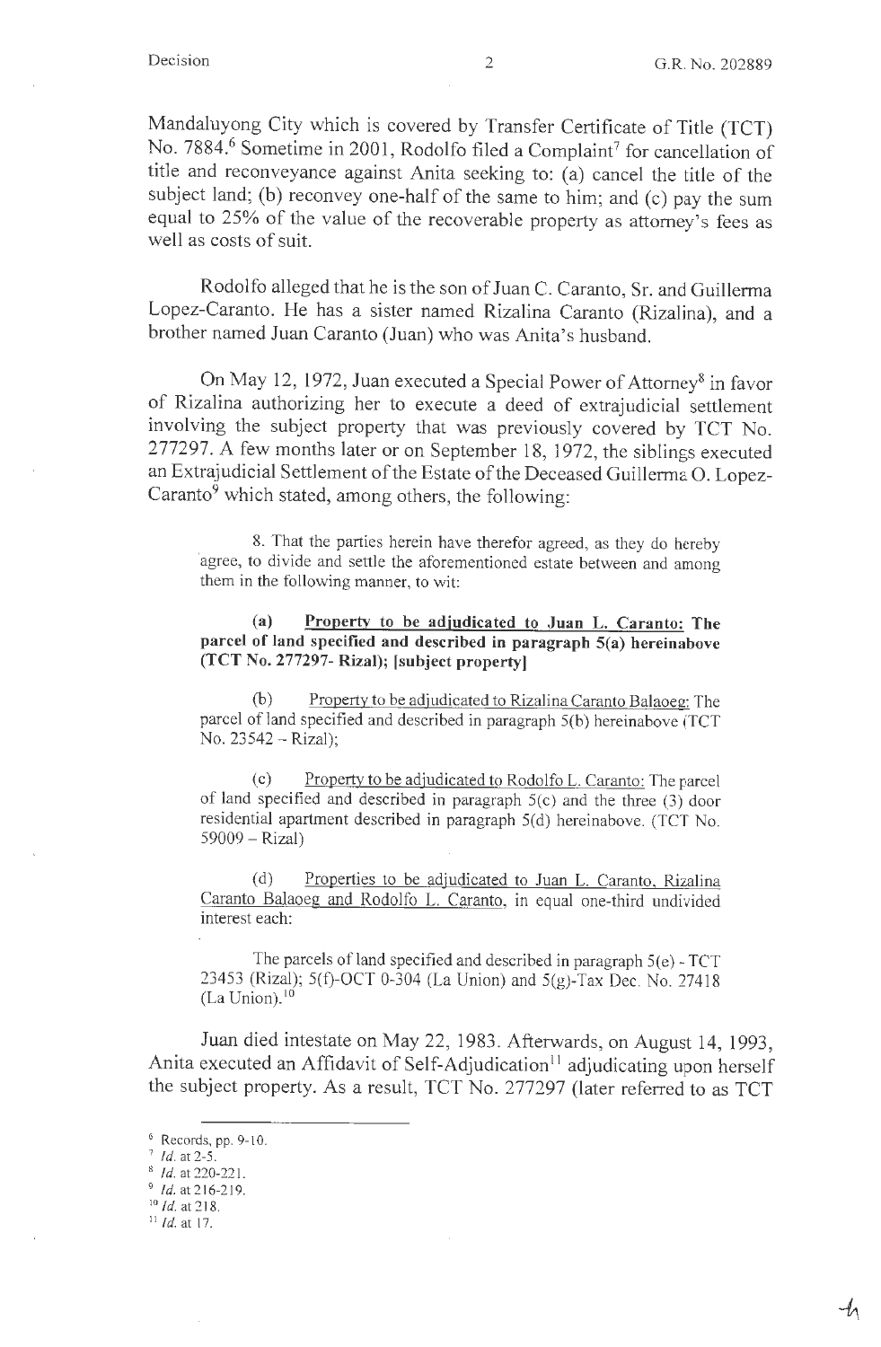Mandaluyong City which is covered by Transfer Certificate of Title (TCT) No. 7884.[6] Sometime in 2001, Rodolfo filed a Complaint[7] for cancellation of title and reconveyance against Anita seeking to: (a) cancel the title of the subject land; (b) reconvey one-half of the same to him; and (c) pay the sum equal to 25% of the value of the recoverable property as attorney's fees as well as costs of suit.

Rodolfo alleged that he is the son of Juan C. Caranto, Sr. and Guillerma Lopez-Caranto. He has a sister named Rizalina Caranto (Rizalina), and a brother named Juan Caranto (Juan) who was Anita's husband.

On May 12, 1972, Juan executed a Special Power of Attorney[8] in favor of Rizalina authorizing her to execute a deed of extrajudicial settlement involving the subject property that was previously covered by TCT No. 277297. A few months later or on September 18, 1972, the siblings executed an Extrajudicial Settlement of the Estate of the Deceased Guillerma O. Lopez-Caranto[9] which stated, among others, the following:

> 8. That the parties herein have therefor agreed, as they do hereby agree, to divide and settle the aforementioned estate between and among them in the following manner, to wit:
>
> **(a) <u>Property to be adjudicated to Juan L. Caranto:</u> The parcel of land specified and described in paragraph 5(a) hereinabove (TCT No. 277297- Rizal); [subject property]**
>
> (b) <u>Property to be adjudicated to Rizalina Caranto Balaoeg:</u> The parcel of land specified and described in paragraph 5(b) hereinabove (TCT No. 23542 – Rizal);
>
> (c) <u>Property to be adjudicated to Rodolfo L. Caranto:</u> The parcel of land specified and described in paragraph 5(c) and the three (3) door residential apartment described in paragraph 5(d) hereinabove. (TCT No. 59009 – Rizal)
>
> (d) <u>Properties to be adjudicated to Juan L. Caranto, Rizalina Caranto Balaoeg and Rodolfo L. Caranto,</u> in equal one-third undivided interest each:
>
> The parcels of land specified and described in paragraph 5(e) - TCT 23453 (Rizal); 5(f)-OCT 0-304 (La Union) and 5(g)-Tax Dec. No. 27418 (La Union).[10]

Juan died intestate on May 22, 1983. Afterwards, on August 14, 1993, Anita executed an Affidavit of Self-Adjudication[11] adjudicating upon herself the subject property. As a result, TCT No. 277297 (later referred to as TCT

---

[6] Records, pp. 9-10.

[7] *Id.* at 2-5.

[8] *Id.* at 220-221.

[9] *Id.* at 216-219.

[10] *Id.* at 218.

[11] *Id.* at 17.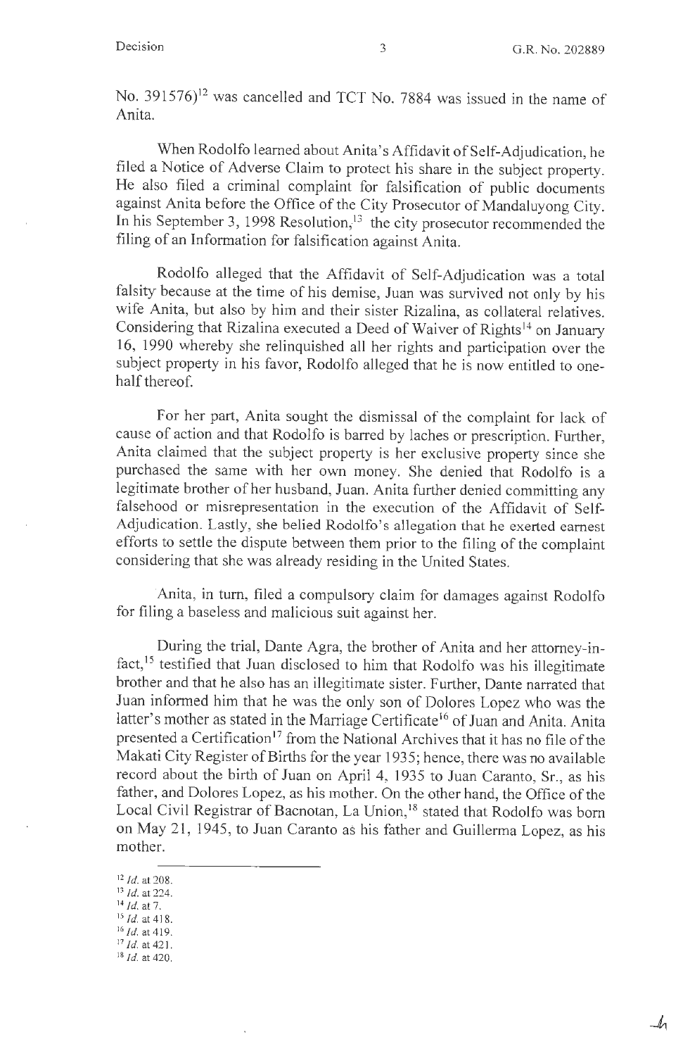No. 391576)[12] was cancelled and TCT No. 7884 was issued in the name of Anita.

When Rodolfo learned about Anita's Affidavit of Self-Adjudication, he filed a Notice of Adverse Claim to protect his share in the subject property. He also filed a criminal complaint for falsification of public documents against Anita before the Office of the City Prosecutor of Mandaluyong City. In his September 3, 1998 Resolution,[13] the city prosecutor recommended the filing of an Information for falsification against Anita.

Rodolfo alleged that the Affidavit of Self-Adjudication was a total falsity because at the time of his demise, Juan was survived not only by his wife Anita, but also by him and their sister Rizalina, as collateral relatives. Considering that Rizalina executed a Deed of Waiver of Rights[14] on January 16, 1990 whereby she relinquished all her rights and participation over the subject property in his favor, Rodolfo alleged that he is now entitled to one-half thereof.

For her part, Anita sought the dismissal of the complaint for lack of cause of action and that Rodolfo is barred by laches or prescription. Further, Anita claimed that the subject property is her exclusive property since she purchased the same with her own money. She denied that Rodolfo is a legitimate brother of her husband, Juan. Anita further denied committing any falsehood or misrepresentation in the execution of the Affidavit of Self-Adjudication. Lastly, she belied Rodolfo's allegation that he exerted earnest efforts to settle the dispute between them prior to the filing of the complaint considering that she was already residing in the United States.

Anita, in turn, filed a compulsory claim for damages against Rodolfo for filing a baseless and malicious suit against her.

During the trial, Dante Agra, the brother of Anita and her attorney-in-fact,[15] testified that Juan disclosed to him that Rodolfo was his illegitimate brother and that he also has an illegitimate sister. Further, Dante narrated that Juan informed him that he was the only son of Dolores Lopez who was the latter's mother as stated in the Marriage Certificate[16] of Juan and Anita. Anita presented a Certification[17] from the National Archives that it has no file of the Makati City Register of Births for the year 1935; hence, there was no available record about the birth of Juan on April 4, 1935 to Juan Caranto, Sr., as his father, and Dolores Lopez, as his mother. On the other hand, the Office of the Local Civil Registrar of Bacnotan, La Union,[18] stated that Rodolfo was born on May 21, 1945, to Juan Caranto as his father and Guillerma Lopez, as his mother.

---

[12] *Id.* at 208.
[13] *Id.* at 224.
[14] *Id.* at 7.
[15] *Id.* at 418.
[16] *Id.* at 419.
[17] *Id.* at 421.
[18] *Id.* at 420.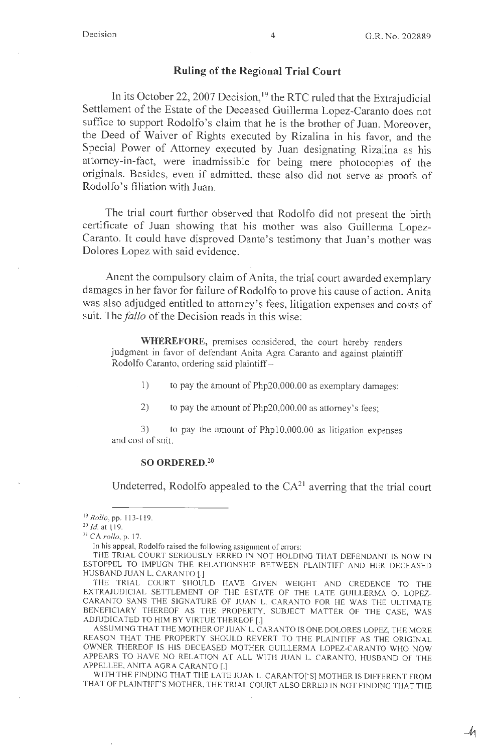## Ruling of the Regional Trial Court

In its October 22, 2007 Decision,[19] the RTC ruled that the Extrajudicial Settlement of the Estate of the Deceased Guillerma Lopez-Caranto does not suffice to support Rodolfo's claim that he is the brother of Juan. Moreover, the Deed of Waiver of Rights executed by Rizalina in his favor, and the Special Power of Attorney executed by Juan designating Rizalina as his attorney-in-fact, were inadmissible for being mere photocopies of the originals. Besides, even if admitted, these also did not serve as proofs of Rodolfo's filiation with Juan.

The trial court further observed that Rodolfo did not present the birth certificate of Juan showing that his mother was also Guillerma Lopez-Caranto. It could have disproved Dante's testimony that Juan's mother was Dolores Lopez with said evidence.

Anent the compulsory claim of Anita, the trial court awarded exemplary damages in her favor for failure of Rodolfo to prove his cause of action. Anita was also adjudged entitled to attorney's fees, litigation expenses and costs of suit. The *fallo* of the Decision reads in this wise:

> **WHEREFORE,** premises considered, the court hereby renders judgment in favor of defendant Anita Agra Caranto and against plaintiff Rodolfo Caranto, ordering said plaintiff –
>
> 1) to pay the amount of Php20,000.00 as exemplary damages;
>
> 2) to pay the amount of Php20,000.00 as attorney's fees;
>
> 3) to pay the amount of Php10,000.00 as litigation expenses and cost of suit.
>
> **SO ORDERED.**[20]

Undeterred, Rodolfo appealed to the CA[21] averring that the trial court

---

[19] *Rollo*, pp. 113-119.

[20] *Id.* at 119.

[21] CA *rollo*, p. 17.

In his appeal, Rodolfo raised the following assignment of errors:

THE TRIAL COURT SERIOUSLY ERRED IN NOT HOLDING THAT DEFENDANT IS NOW IN ESTOPPEL TO IMPUGN THE RELATIONSHIP BETWEEN PLAINTIFF AND HER DECEASED HUSBAND JUAN L. CARANTO [.]

THE TRIAL COURT SHOULD HAVE GIVEN WEIGHT AND CREDENCE TO THE EXTRAJUDICIAL SETTLEMENT OF THE ESTATE OF THE LATE GUILLERMA O. LOPEZ-CARANTO SANS THE SIGNATURE OF JUAN L. CARANTO FOR HE WAS THE ULTIMATE BENEFICIARY THEREOF AS THE PROPERTY, SUBJECT MATTER OF THE CASE, WAS ADJUDICATED TO HIM BY VIRTUE THEREOF [.]

ASSUMING THAT THE MOTHER OF JUAN L. CARANTO IS ONE DOLORES LOPEZ, THE MORE REASON THAT THE PROPERTY SHOULD REVERT TO THE PLAINTIFF AS THE ORIGINAL OWNER THEREOF IS HIS DECEASED MOTHER GUILLERMA LOPEZ-CARANTO WHO NOW APPEARS TO HAVE NO RELATION AT ALL WITH JUAN L. CARANTO, HUSBAND OF THE APPELLEE, ANITA AGRA CARANTO [.]

WITH THE FINDING THAT THE LATE JUAN L. CARANTO['S] MOTHER IS DIFFERENT FROM THAT OF PLAINTIFF'S MOTHER, THE TRIAL COURT ALSO ERRED IN NOT FINDING THAT THE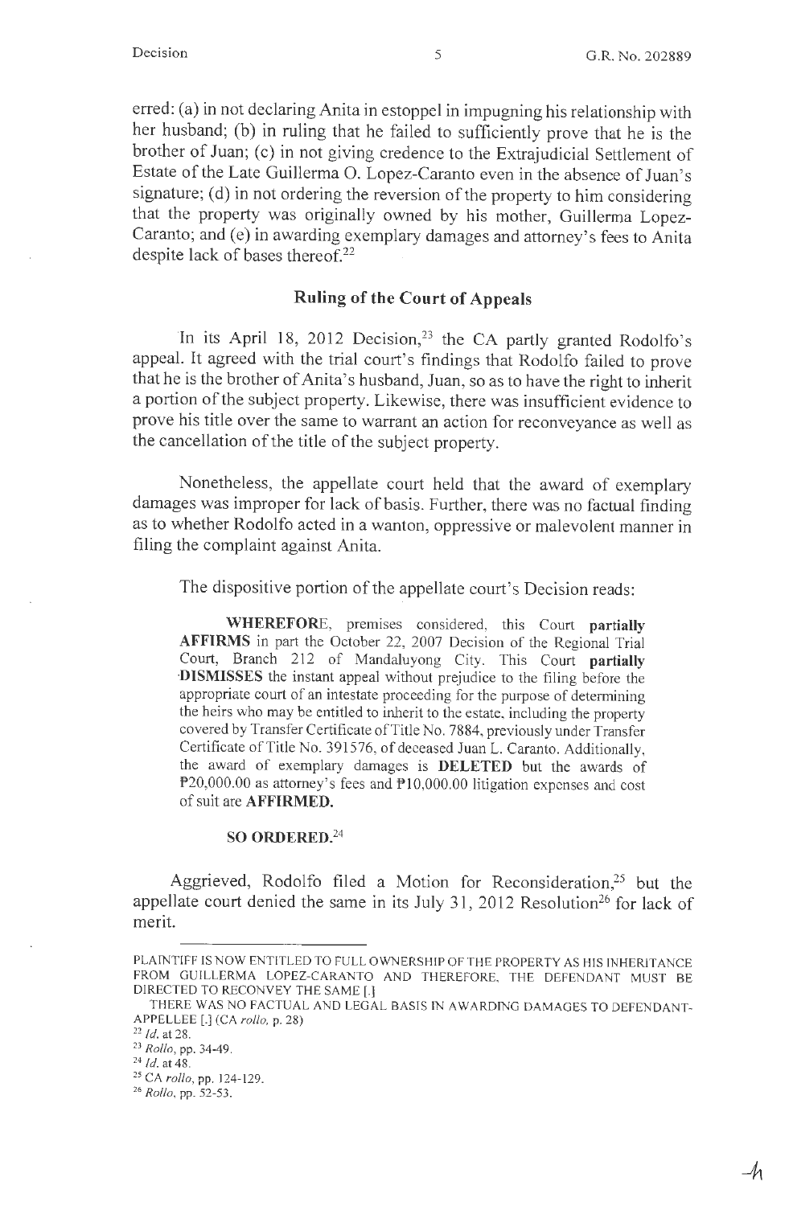erred: (a) in not declaring Anita in estoppel in impugning his relationship with her husband; (b) in ruling that he failed to sufficiently prove that he is the brother of Juan; (c) in not giving credence to the Extrajudicial Settlement of Estate of the Late Guillerma O. Lopez-Caranto even in the absence of Juan's signature; (d) in not ordering the reversion of the property to him considering that the property was originally owned by his mother, Guillerma Lopez-Caranto; and (e) in awarding exemplary damages and attorney's fees to Anita despite lack of bases thereof.[22]

## Ruling of the Court of Appeals

In its April 18, 2012 Decision,[23] the CA partly granted Rodolfo's appeal. It agreed with the trial court's findings that Rodolfo failed to prove that he is the brother of Anita's husband, Juan, so as to have the right to inherit a portion of the subject property. Likewise, there was insufficient evidence to prove his title over the same to warrant an action for reconveyance as well as the cancellation of the title of the subject property.

Nonetheless, the appellate court held that the award of exemplary damages was improper for lack of basis. Further, there was no factual finding as to whether Rodolfo acted in a wanton, oppressive or malevolent manner in filing the complaint against Anita.

The dispositive portion of the appellate court's Decision reads:

> **WHEREFORE**, premises considered, this Court **partially AFFIRMS** in part the October 22, 2007 Decision of the Regional Trial Court, Branch 212 of Mandaluyong City. This Court **partially DISMISSES** the instant appeal without prejudice to the filing before the appropriate court of an intestate proceeding for the purpose of determining the heirs who may be entitled to inherit to the estate, including the property covered by Transfer Certificate of Title No. 7884, previously under Transfer Certificate of Title No. 391576, of deceased Juan L. Caranto. Additionally, the award of exemplary damages is **DELETED** but the awards of ₱20,000.00 as attorney's fees and ₱10,000.00 litigation expenses and cost of suit are **AFFIRMED.**
>
> **SO ORDERED.**[24]

Aggrieved, Rodolfo filed a Motion for Reconsideration,[25] but the appellate court denied the same in its July 31, 2012 Resolution[26] for lack of merit.

---

PLAINTIFF IS NOW ENTITLED TO FULL OWNERSHIP OF THE PROPERTY AS HIS INHERITANCE FROM GUILLERMA LOPEZ-CARANTO AND THEREFORE, THE DEFENDANT MUST BE DIRECTED TO RECONVEY THE SAME [.]

THERE WAS NO FACTUAL AND LEGAL BASIS IN AWARDING DAMAGES TO DEFENDANT-APPELLEE [.] (CA *rollo*, p. 28)

[22] *Id.* at 28.

[23] *Rollo*, pp. 34-49.

[24] *Id.* at 48.

[25] CA *rollo*, pp. 124-129.

[26] *Rollo*, pp. 52-53.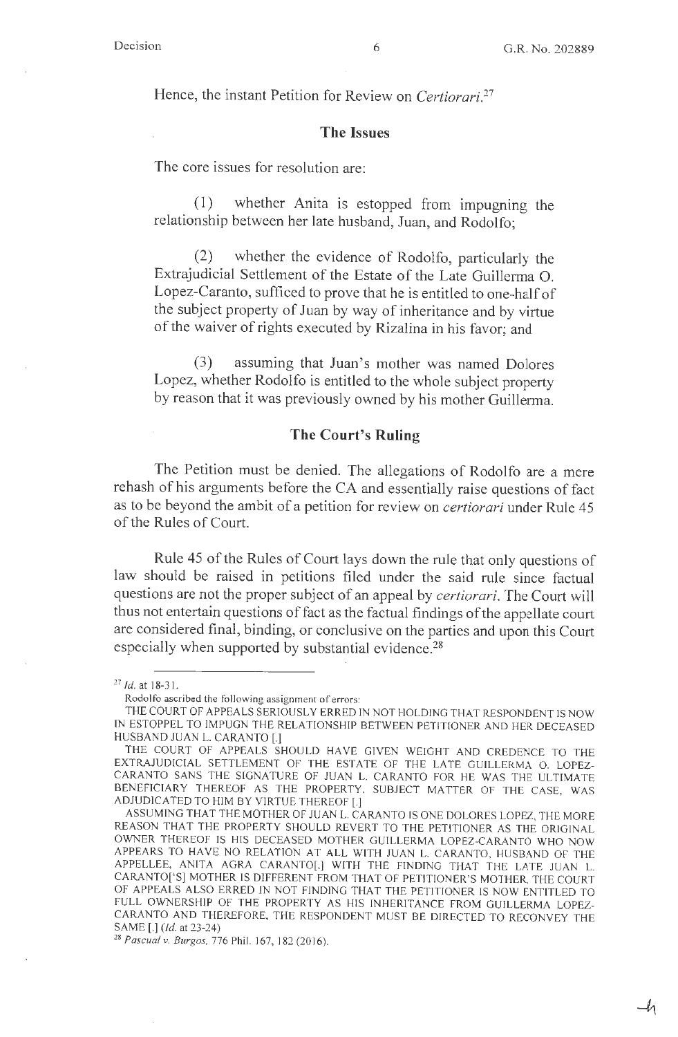Hence, the instant Petition for Review on *Certiorari*.[27]

## The Issues

The core issues for resolution are:

(1) whether Anita is estopped from impugning the relationship between her late husband, Juan, and Rodolfo;

(2) whether the evidence of Rodolfo, particularly the Extrajudicial Settlement of the Estate of the Late Guillerma O. Lopez-Caranto, sufficed to prove that he is entitled to one-half of the subject property of Juan by way of inheritance and by virtue of the waiver of rights executed by Rizalina in his favor; and

(3) assuming that Juan's mother was named Dolores Lopez, whether Rodolfo is entitled to the whole subject property by reason that it was previously owned by his mother Guillerma.

## The Court's Ruling

The Petition must be denied. The allegations of Rodolfo are a mere rehash of his arguments before the CA and essentially raise questions of fact as to be beyond the ambit of a petition for review on *certiorari* under Rule 45 of the Rules of Court.

Rule 45 of the Rules of Court lays down the rule that only questions of law should be raised in petitions filed under the said rule since factual questions are not the proper subject of an appeal by *certiorari*. The Court will thus not entertain questions of fact as the factual findings of the appellate court are considered final, binding, or conclusive on the parties and upon this Court especially when supported by substantial evidence.[28]

---

[27] *Id.* at 18-31.

Rodolfo ascribed the following assignment of errors:

THE COURT OF APPEALS SERIOUSLY ERRED IN NOT HOLDING THAT RESPONDENT IS NOW IN ESTOPPEL TO IMPUGN THE RELATIONSHIP BETWEEN PETITIONER AND HER DECEASED HUSBAND JUAN L. CARANTO [.]

THE COURT OF APPEALS SHOULD HAVE GIVEN WEIGHT AND CREDENCE TO THE EXTRAJUDICIAL SETTLEMENT OF THE ESTATE OF THE LATE GUILLERMA O. LOPEZ-CARANTO SANS THE SIGNATURE OF JUAN L. CARANTO FOR HE WAS THE ULTIMATE BENEFICIARY THEREOF AS THE PROPERTY, SUBJECT MATTER OF THE CASE, WAS ADJUDICATED TO HIM BY VIRTUE THEREOF [.]

ASSUMING THAT THE MOTHER OF JUAN L. CARANTO IS ONE DOLORES LOPEZ, THE MORE REASON THAT THE PROPERTY SHOULD REVERT TO THE PETITIONER AS THE ORIGINAL OWNER THEREOF IS HIS DECEASED MOTHER GUILLERMA LOPEZ-CARANTO WHO NOW APPEARS TO HAVE NO RELATION AT ALL WITH JUAN L. CARANTO, HUSBAND OF THE APPELLEE, ANITA AGRA CARANTO[,] WITH THE FINDING THAT THE LATE JUAN L. CARANTO['S] MOTHER IS DIFFERENT FROM THAT OF PETITIONER'S MOTHER, THE COURT OF APPEALS ALSO ERRED IN NOT FINDING THAT THE PETITIONER IS NOW ENTITLED TO FULL OWNERSHIP OF THE PROPERTY AS HIS INHERITANCE FROM GUILLERMA LOPEZ-CARANTO AND THEREFORE, THE RESPONDENT MUST BE DIRECTED TO RECONVEY THE SAME [.] (*Id.* at 23-24)

[28] *Pascual v. Burgos*, 776 Phil. 167, 182 (2016).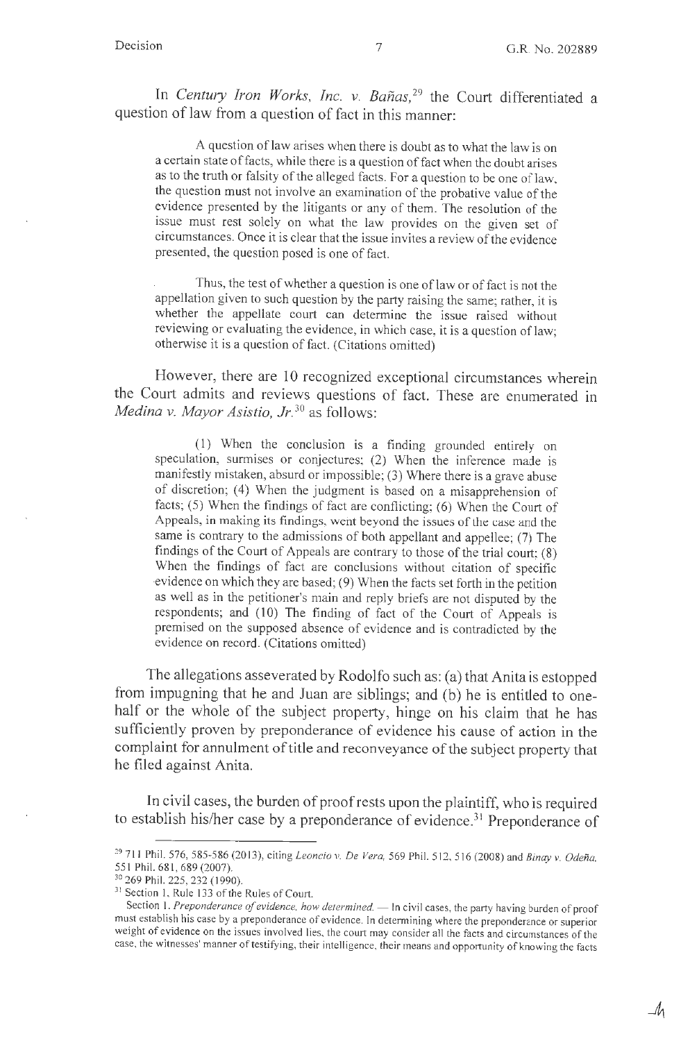In *Century Iron Works, Inc. v. Bañas,*[29] the Court differentiated a question of law from a question of fact in this manner:

> A question of law arises when there is doubt as to what the law is on a certain state of facts, while there is a question of fact when the doubt arises as to the truth or falsity of the alleged facts. For a question to be one of law, the question must not involve an examination of the probative value of the evidence presented by the litigants or any of them. The resolution of the issue must rest solely on what the law provides on the given set of circumstances. Once it is clear that the issue invites a review of the evidence presented, the question posed is one of fact.
>
> Thus, the test of whether a question is one of law or of fact is not the appellation given to such question by the party raising the same; rather, it is whether the appellate court can determine the issue raised without reviewing or evaluating the evidence, in which case, it is a question of law; otherwise it is a question of fact. (Citations omitted)

However, there are 10 recognized exceptional circumstances wherein the Court admits and reviews questions of fact. These are enumerated in *Medina v. Mayor Asistio, Jr.*[30] as follows:

> (1) When the conclusion is a finding grounded entirely on speculation, surmises or conjectures; (2) When the inference made is manifestly mistaken, absurd or impossible; (3) Where there is a grave abuse of discretion; (4) When the judgment is based on a misapprehension of facts; (5) When the findings of fact are conflicting; (6) When the Court of Appeals, in making its findings, went beyond the issues of the case and the same is contrary to the admissions of both appellant and appellee; (7) The findings of the Court of Appeals are contrary to those of the trial court; (8) When the findings of fact are conclusions without citation of specific evidence on which they are based; (9) When the facts set forth in the petition as well as in the petitioner's main and reply briefs are not disputed by the respondents; and (10) The finding of fact of the Court of Appeals is premised on the supposed absence of evidence and is contradicted by the evidence on record. (Citations omitted)

The allegations asseverated by Rodolfo such as: (a) that Anita is estopped from impugning that he and Juan are siblings; and (b) he is entitled to one-half or the whole of the subject property, hinge on his claim that he has sufficiently proven by preponderance of evidence his cause of action in the complaint for annulment of title and reconveyance of the subject property that he filed against Anita.

In civil cases, the burden of proof rests upon the plaintiff, who is required to establish his/her case by a preponderance of evidence.[31] Preponderance of

---

[29] 711 Phil. 576, 585-586 (2013), citing *Leoncio v. De Vera,* 569 Phil. 512, 516 (2008) and *Binay v. Odeña,* 551 Phil. 681, 689 (2007).

[30] 269 Phil. 225, 232 (1990).

[31] Section 1, Rule 133 of the Rules of Court.

Section 1. *Preponderance of evidence, how determined.* — In civil cases, the party having burden of proof must establish his case by a preponderance of evidence. In determining where the preponderance or superior weight of evidence on the issues involved lies, the court may consider all the facts and circumstances of the case, the witnesses' manner of testifying, their intelligence, their means and opportunity of knowing the facts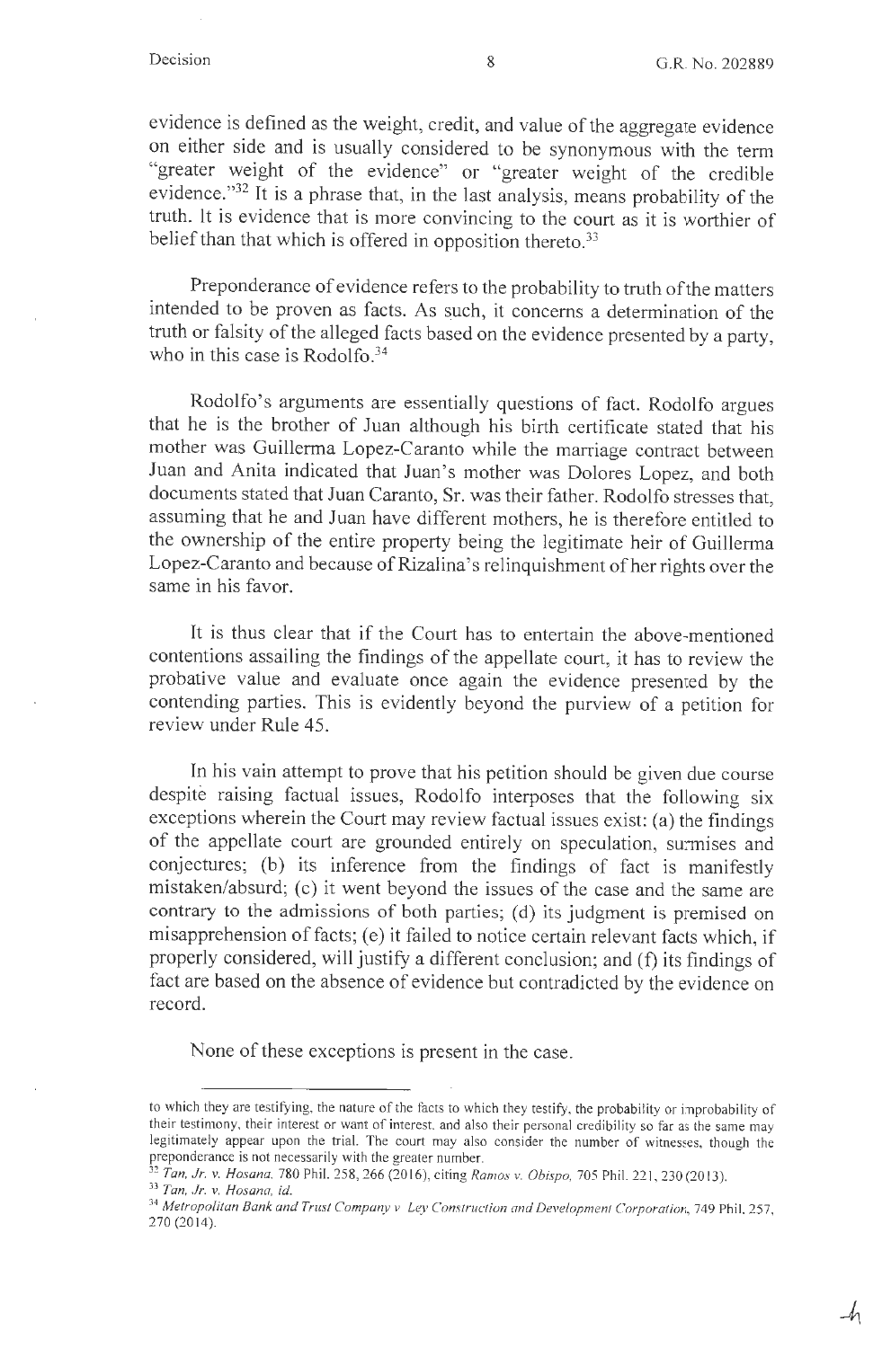evidence is defined as the weight, credit, and value of the aggregate evidence on either side and is usually considered to be synonymous with the term "greater weight of the evidence" or "greater weight of the credible evidence."[32] It is a phrase that, in the last analysis, means probability of the truth. It is evidence that is more convincing to the court as it is worthier of belief than that which is offered in opposition thereto.[33]

Preponderance of evidence refers to the probability to truth of the matters intended to be proven as facts. As such, it concerns a determination of the truth or falsity of the alleged facts based on the evidence presented by a party, who in this case is Rodolfo.[34]

Rodolfo's arguments are essentially questions of fact. Rodolfo argues that he is the brother of Juan although his birth certificate stated that his mother was Guillerma Lopez-Caranto while the marriage contract between Juan and Anita indicated that Juan's mother was Dolores Lopez, and both documents stated that Juan Caranto, Sr. was their father. Rodolfo stresses that, assuming that he and Juan have different mothers, he is therefore entitled to the ownership of the entire property being the legitimate heir of Guillerma Lopez-Caranto and because of Rizalina's relinquishment of her rights over the same in his favor.

It is thus clear that if the Court has to entertain the above-mentioned contentions assailing the findings of the appellate court, it has to review the probative value and evaluate once again the evidence presented by the contending parties. This is evidently beyond the purview of a petition for review under Rule 45.

In his vain attempt to prove that his petition should be given due course despite raising factual issues, Rodolfo interposes that the following six exceptions wherein the Court may review factual issues exist: (a) the findings of the appellate court are grounded entirely on speculation, surmises and conjectures; (b) its inference from the findings of fact is manifestly mistaken/absurd; (c) it went beyond the issues of the case and the same are contrary to the admissions of both parties; (d) its judgment is premised on misapprehension of facts; (e) it failed to notice certain relevant facts which, if properly considered, will justify a different conclusion; and (f) its findings of fact are based on the absence of evidence but contradicted by the evidence on record.

None of these exceptions is present in the case.

---

to which they are testifying, the nature of the facts to which they testify, the probability or improbability of their testimony, their interest or want of interest, and also their personal credibility so far as the same may legitimately appear upon the trial. The court may also consider the number of witnesses, though the preponderance is not necessarily with the greater number.

[32] *Tan, Jr. v. Hosana*, 780 Phil. 258, 266 (2016), citing *Ramos v. Obispo*, 705 Phil. 221, 230 (2013).

[33] *Tan, Jr. v. Hosana, id.*

[34] *Metropolitan Bank and Trust Company v. Ley Construction and Development Corporation*, 749 Phil. 257, 270 (2014).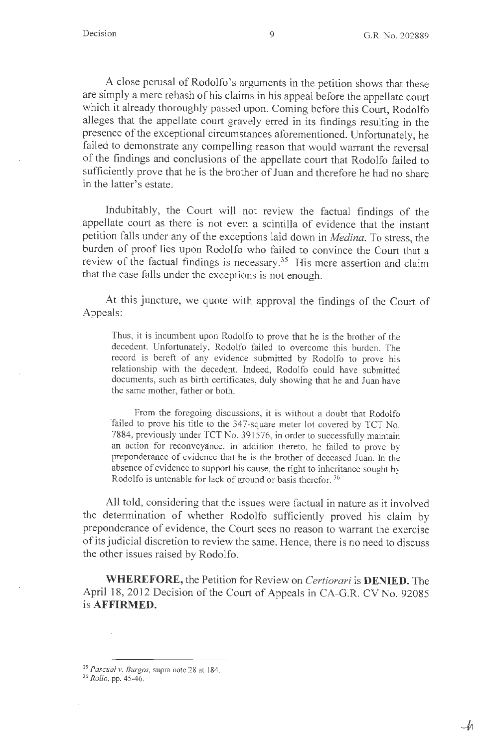A close perusal of Rodolfo's arguments in the petition shows that these are simply a mere rehash of his claims in his appeal before the appellate court which it already thoroughly passed upon. Coming before this Court, Rodolfo alleges that the appellate court gravely erred in its findings resulting in the presence of the exceptional circumstances aforementioned. Unfortunately, he failed to demonstrate any compelling reason that would warrant the reversal of the findings and conclusions of the appellate court that Rodolfo failed to sufficiently prove that he is the brother of Juan and therefore he had no share in the latter's estate.

Indubitably, the Court will not review the factual findings of the appellate court as there is not even a scintilla of evidence that the instant petition falls under any of the exceptions laid down in *Medina*. To stress, the burden of proof lies upon Rodolfo who failed to convince the Court that a review of the factual findings is necessary.[35] His mere assertion and claim that the case falls under the exceptions is not enough.

At this juncture, we quote with approval the findings of the Court of Appeals:

> Thus, it is incumbent upon Rodolfo to prove that he is the brother of the decedent. Unfortunately, Rodolfo failed to overcome this burden. The record is bereft of any evidence submitted by Rodolfo to prove his relationship with the decedent. Indeed, Rodolfo could have submitted documents, such as birth certificates, duly showing that he and Juan have the same mother, father or both.
>
> From the foregoing discussions, it is without a doubt that Rodolfo failed to prove his title to the 347-square meter lot covered by TCT No. 7884, previously under TCT No. 391576, in order to successfully maintain an action for reconveyance. In addition thereto, he failed to prove by preponderance of evidence that he is the brother of deceased Juan. In the absence of evidence to support his cause, the right to inheritance sought by Rodolfo is untenable for lack of ground or basis therefor.[36]

All told, considering that the issues were factual in nature as it involved the determination of whether Rodolfo sufficiently proved his claim by preponderance of evidence, the Court sees no reason to warrant the exercise of its judicial discretion to review the same. Hence, there is no need to discuss the other issues raised by Rodolfo.

**WHEREFORE,** the Petition for Review on *Certiorari* is **DENIED.** The April 18, 2012 Decision of the Court of Appeals in CA-G.R. CV No. 92085 is **AFFIRMED.**

---

[35] *Pascual v. Burgos*, supra note 28 at 184.

[36] *Rollo*, pp. 45-46.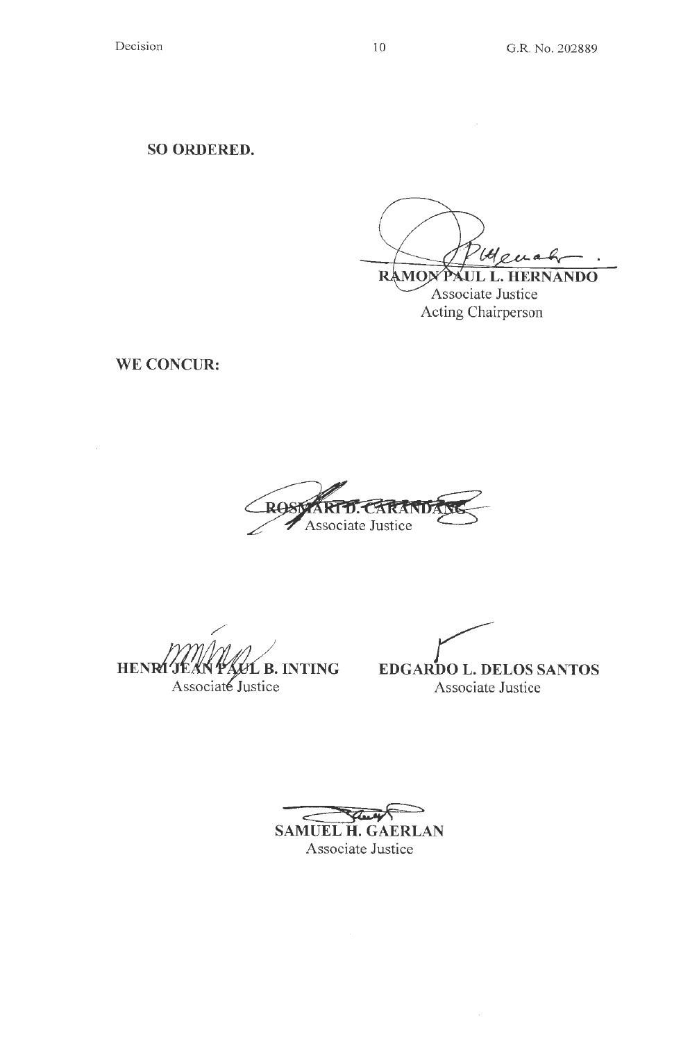**SO ORDERED.**

RAMON PAUL L. HERNANDO
Associate Justice
Acting Chairperson

**WE CONCUR:**

ROSMARI D. CARANDANG
Associate Justice

HENRI JEAN PAUL B. INTING
Associate Justice

EDGARDO L. DELOS SANTOS
Associate Justice

SAMUEL H. GAERLAN
Associate Justice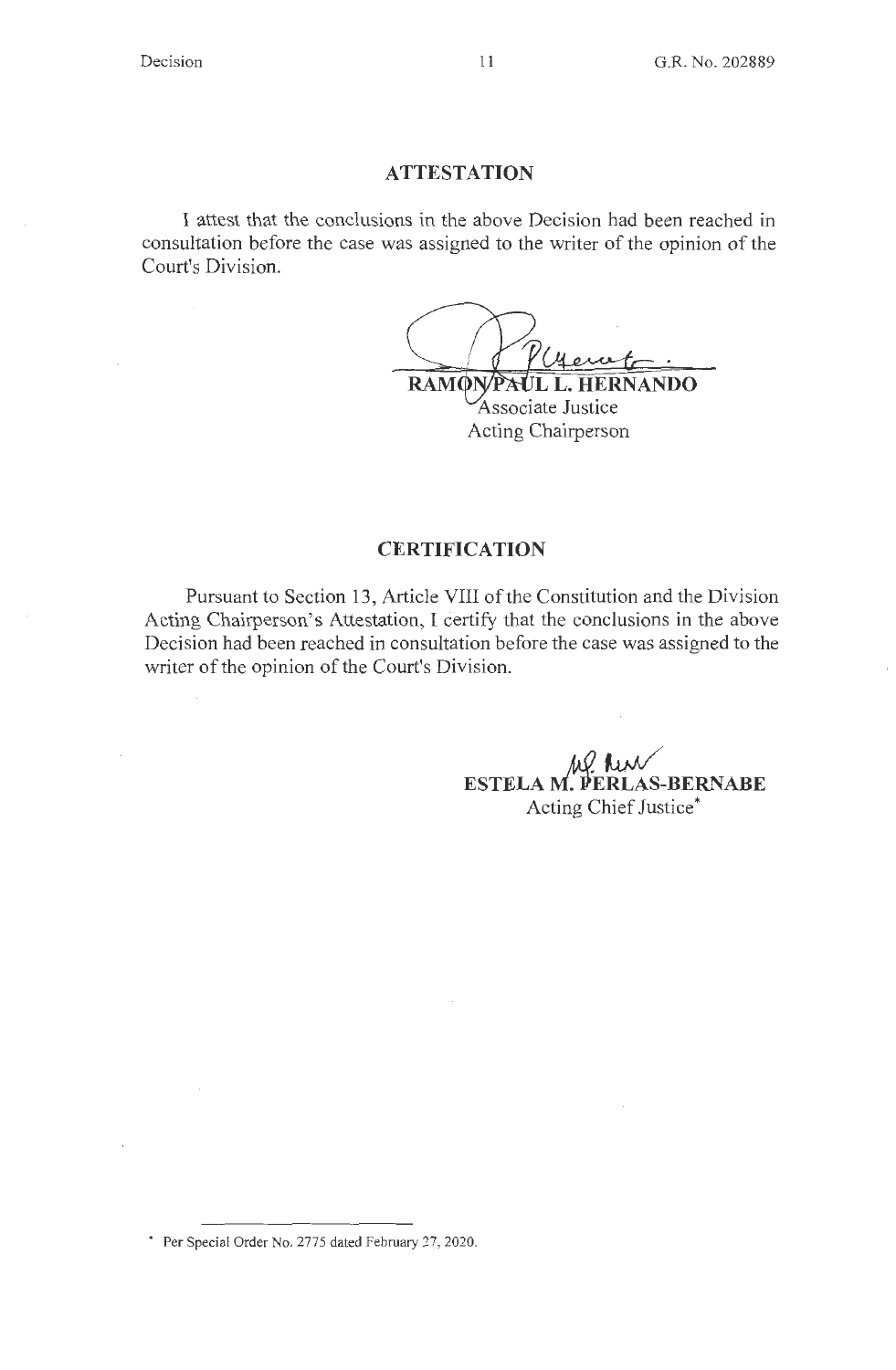## ATTESTATION

I attest that the conclusions in the above Decision had been reached in consultation before the case was assigned to the writer of the opinion of the Court's Division.

**RAMON PAUL L. HERNANDO**
Associate Justice
Acting Chairperson

## CERTIFICATION

Pursuant to Section 13, Article VIII of the Constitution and the Division Acting Chairperson's Attestation, I certify that the conclusions in the above Decision had been reached in consultation before the case was assigned to the writer of the opinion of the Court's Division.

**ESTELA M. PERLAS-BERNABE**
Acting Chief Justice*

---

* Per Special Order No. 2775 dated February 27, 2020.